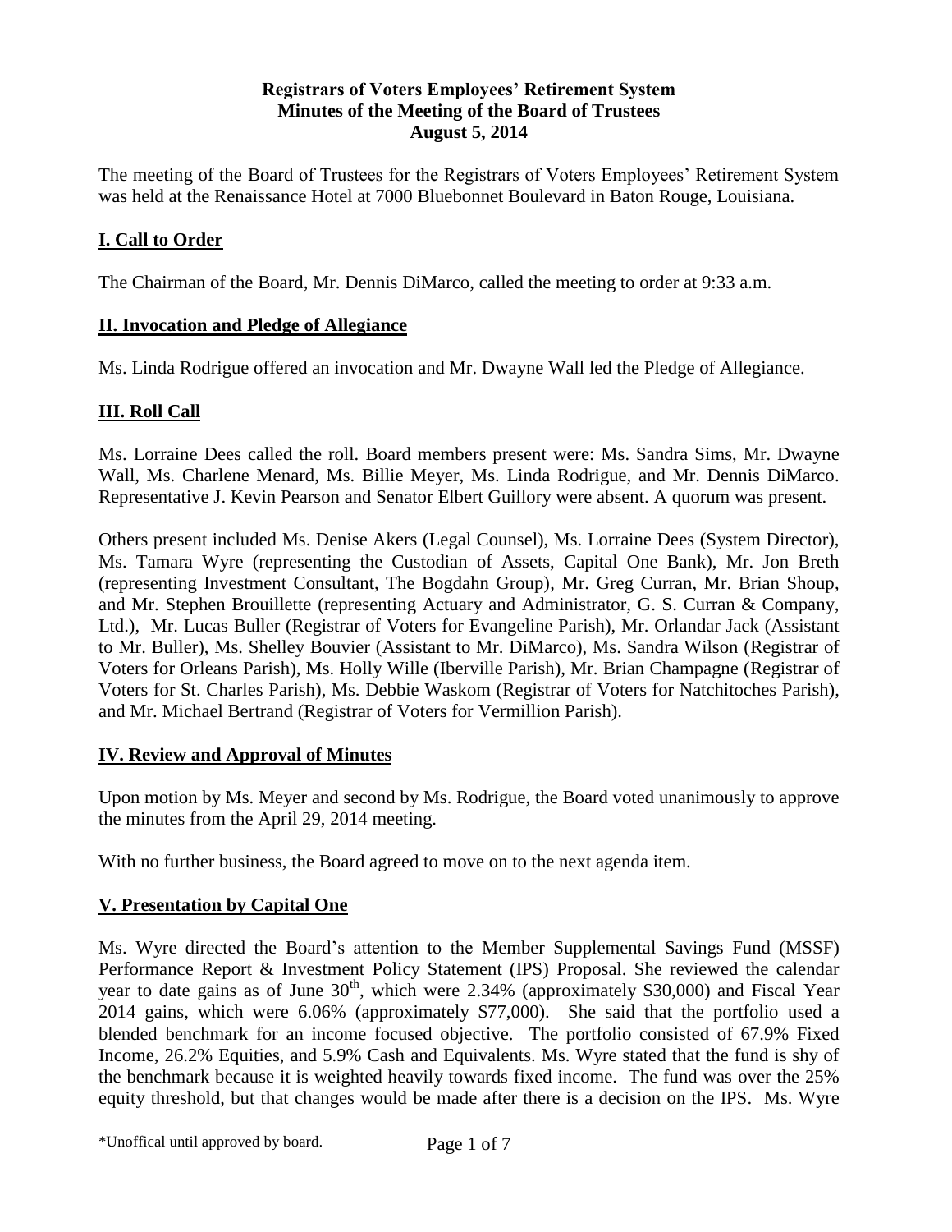**Registrars of Voters Employees' Retirement System**
**Minutes of the Meeting of the Board of Trustees**
**August 5, 2014**

The meeting of the Board of Trustees for the Registrars of Voters Employees' Retirement System was held at the Renaissance Hotel at 7000 Bluebonnet Boulevard in Baton Rouge, Louisiana.

## I. Call to Order

The Chairman of the Board, Mr. Dennis DiMarco, called the meeting to order at 9:33 a.m.

## II. Invocation and Pledge of Allegiance

Ms. Linda Rodrigue offered an invocation and Mr. Dwayne Wall led the Pledge of Allegiance.

## III. Roll Call

Ms. Lorraine Dees called the roll. Board members present were: Ms. Sandra Sims, Mr. Dwayne Wall, Ms. Charlene Menard, Ms. Billie Meyer, Ms. Linda Rodrigue, and Mr. Dennis DiMarco. Representative J. Kevin Pearson and Senator Elbert Guillory were absent. A quorum was present.

Others present included Ms. Denise Akers (Legal Counsel), Ms. Lorraine Dees (System Director), Ms. Tamara Wyre (representing the Custodian of Assets, Capital One Bank), Mr. Jon Breth (representing Investment Consultant, The Bogdahn Group), Mr. Greg Curran, Mr. Brian Shoup, and Mr. Stephen Brouillette (representing Actuary and Administrator, G. S. Curran & Company, Ltd.), Mr. Lucas Buller (Registrar of Voters for Evangeline Parish), Mr. Orlandar Jack (Assistant to Mr. Buller), Ms. Shelley Bouvier (Assistant to Mr. DiMarco), Ms. Sandra Wilson (Registrar of Voters for Orleans Parish), Ms. Holly Wille (Iberville Parish), Mr. Brian Champagne (Registrar of Voters for St. Charles Parish), Ms. Debbie Waskom (Registrar of Voters for Natchitoches Parish), and Mr. Michael Bertrand (Registrar of Voters for Vermillion Parish).

## IV. Review and Approval of Minutes

Upon motion by Ms. Meyer and second by Ms. Rodrigue, the Board voted unanimously to approve the minutes from the April 29, 2014 meeting.

With no further business, the Board agreed to move on to the next agenda item.

## V. Presentation by Capital One

Ms. Wyre directed the Board's attention to the Member Supplemental Savings Fund (MSSF) Performance Report & Investment Policy Statement (IPS) Proposal. She reviewed the calendar year to date gains as of June 30th, which were 2.34% (approximately $30,000) and Fiscal Year 2014 gains, which were 6.06% (approximately $77,000). She said that the portfolio used a blended benchmark for an income focused objective. The portfolio consisted of 67.9% Fixed Income, 26.2% Equities, and 5.9% Cash and Equivalents. Ms. Wyre stated that the fund is shy of the benchmark because it is weighted heavily towards fixed income. The fund was over the 25% equity threshold, but that changes would be made after there is a decision on the IPS. Ms. Wyre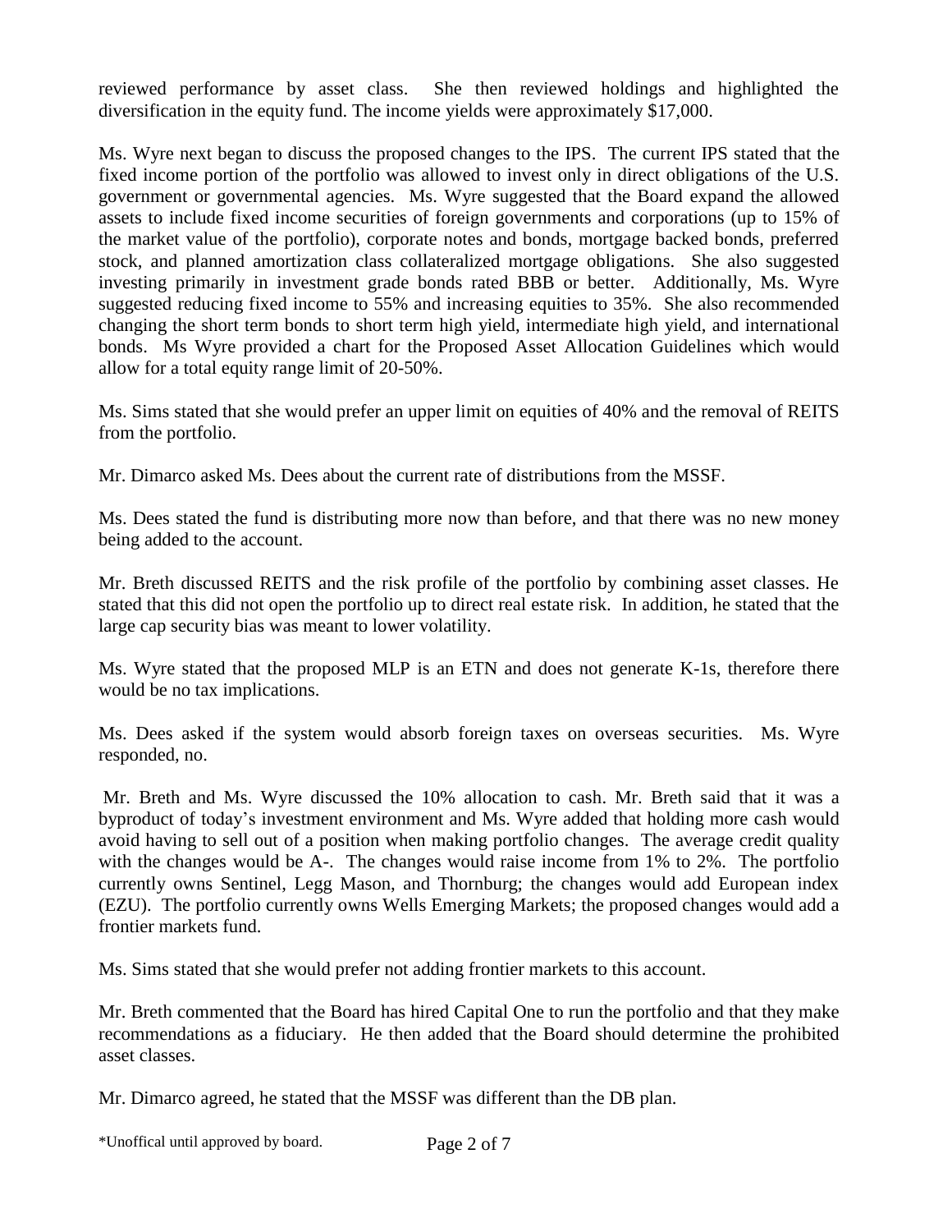reviewed performance by asset class. She then reviewed holdings and highlighted the diversification in the equity fund. The income yields were approximately $17,000.

Ms. Wyre next began to discuss the proposed changes to the IPS. The current IPS stated that the fixed income portion of the portfolio was allowed to invest only in direct obligations of the U.S. government or governmental agencies. Ms. Wyre suggested that the Board expand the allowed assets to include fixed income securities of foreign governments and corporations (up to 15% of the market value of the portfolio), corporate notes and bonds, mortgage backed bonds, preferred stock, and planned amortization class collateralized mortgage obligations. She also suggested investing primarily in investment grade bonds rated BBB or better. Additionally, Ms. Wyre suggested reducing fixed income to 55% and increasing equities to 35%. She also recommended changing the short term bonds to short term high yield, intermediate high yield, and international bonds. Ms Wyre provided a chart for the Proposed Asset Allocation Guidelines which would allow for a total equity range limit of 20-50%.

Ms. Sims stated that she would prefer an upper limit on equities of 40% and the removal of REITS from the portfolio.

Mr. Dimarco asked Ms. Dees about the current rate of distributions from the MSSF.

Ms. Dees stated the fund is distributing more now than before, and that there was no new money being added to the account.

Mr. Breth discussed REITS and the risk profile of the portfolio by combining asset classes. He stated that this did not open the portfolio up to direct real estate risk. In addition, he stated that the large cap security bias was meant to lower volatility.

Ms. Wyre stated that the proposed MLP is an ETN and does not generate K-1s, therefore there would be no tax implications.

Ms. Dees asked if the system would absorb foreign taxes on overseas securities. Ms. Wyre responded, no.

Mr. Breth and Ms. Wyre discussed the 10% allocation to cash. Mr. Breth said that it was a byproduct of today's investment environment and Ms. Wyre added that holding more cash would avoid having to sell out of a position when making portfolio changes. The average credit quality with the changes would be A-. The changes would raise income from 1% to 2%. The portfolio currently owns Sentinel, Legg Mason, and Thornburg; the changes would add European index (EZU). The portfolio currently owns Wells Emerging Markets; the proposed changes would add a frontier markets fund.

Ms. Sims stated that she would prefer not adding frontier markets to this account.

Mr. Breth commented that the Board has hired Capital One to run the portfolio and that they make recommendations as a fiduciary. He then added that the Board should determine the prohibited asset classes.

Mr. Dimarco agreed, he stated that the MSSF was different than the DB plan.

*Unoffical until approved by board.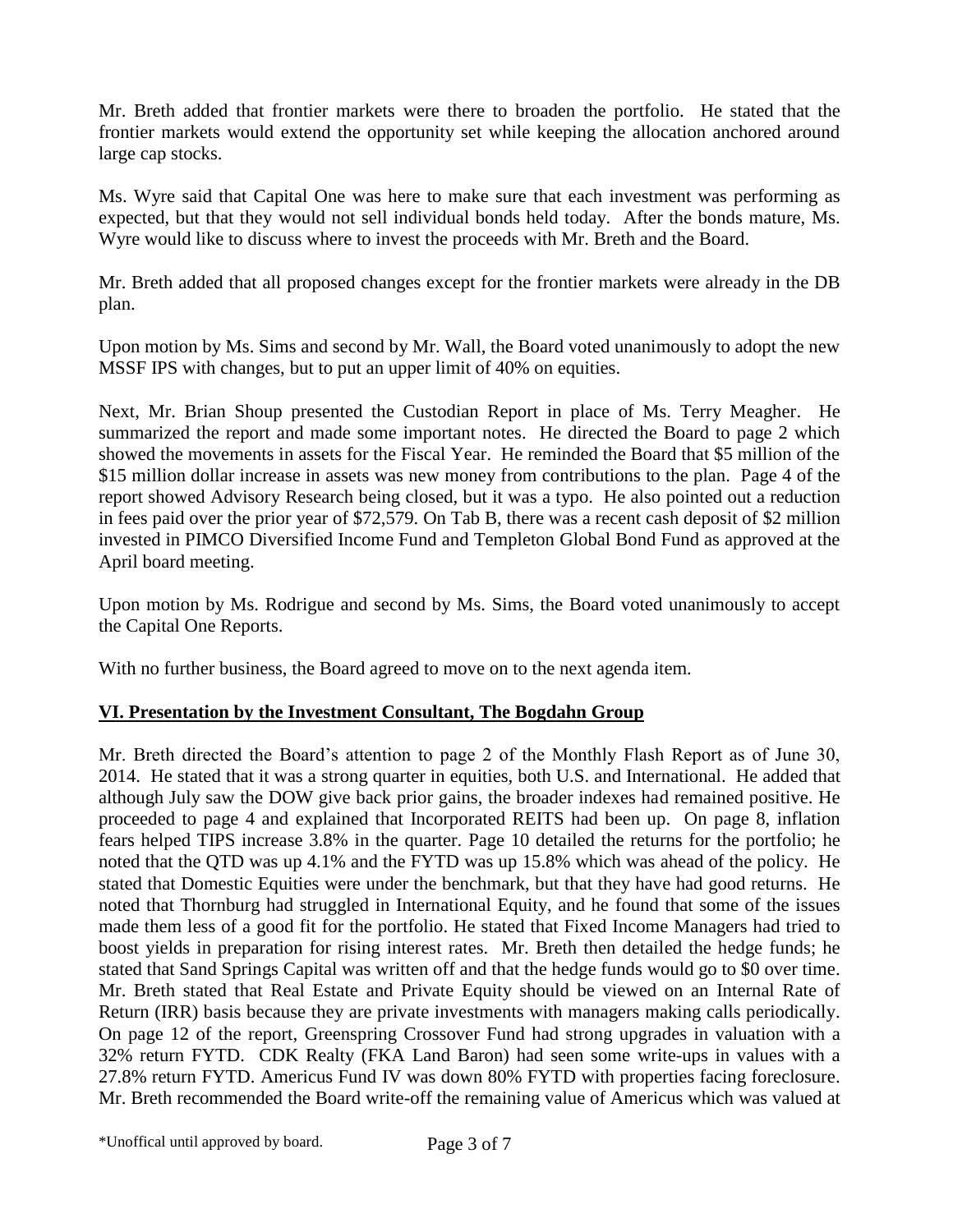Mr. Breth added that frontier markets were there to broaden the portfolio. He stated that the frontier markets would extend the opportunity set while keeping the allocation anchored around large cap stocks.

Ms. Wyre said that Capital One was here to make sure that each investment was performing as expected, but that they would not sell individual bonds held today. After the bonds mature, Ms. Wyre would like to discuss where to invest the proceeds with Mr. Breth and the Board.

Mr. Breth added that all proposed changes except for the frontier markets were already in the DB plan.

Upon motion by Ms. Sims and second by Mr. Wall, the Board voted unanimously to adopt the new MSSF IPS with changes, but to put an upper limit of 40% on equities.

Next, Mr. Brian Shoup presented the Custodian Report in place of Ms. Terry Meagher. He summarized the report and made some important notes. He directed the Board to page 2 which showed the movements in assets for the Fiscal Year. He reminded the Board that $5 million of the $15 million dollar increase in assets was new money from contributions to the plan. Page 4 of the report showed Advisory Research being closed, but it was a typo. He also pointed out a reduction in fees paid over the prior year of $72,579. On Tab B, there was a recent cash deposit of $2 million invested in PIMCO Diversified Income Fund and Templeton Global Bond Fund as approved at the April board meeting.

Upon motion by Ms. Rodrigue and second by Ms. Sims, the Board voted unanimously to accept the Capital One Reports.

With no further business, the Board agreed to move on to the next agenda item.

## VI. Presentation by the Investment Consultant, The Bogdahn Group

Mr. Breth directed the Board's attention to page 2 of the Monthly Flash Report as of June 30, 2014. He stated that it was a strong quarter in equities, both U.S. and International. He added that although July saw the DOW give back prior gains, the broader indexes had remained positive. He proceeded to page 4 and explained that Incorporated REITS had been up. On page 8, inflation fears helped TIPS increase 3.8% in the quarter. Page 10 detailed the returns for the portfolio; he noted that the QTD was up 4.1% and the FYTD was up 15.8% which was ahead of the policy. He stated that Domestic Equities were under the benchmark, but that they have had good returns. He noted that Thornburg had struggled in International Equity, and he found that some of the issues made them less of a good fit for the portfolio. He stated that Fixed Income Managers had tried to boost yields in preparation for rising interest rates. Mr. Breth then detailed the hedge funds; he stated that Sand Springs Capital was written off and that the hedge funds would go to $0 over time. Mr. Breth stated that Real Estate and Private Equity should be viewed on an Internal Rate of Return (IRR) basis because they are private investments with managers making calls periodically. On page 12 of the report, Greenspring Crossover Fund had strong upgrades in valuation with a 32% return FYTD. CDK Realty (FKA Land Baron) had seen some write-ups in values with a 27.8% return FYTD. Americus Fund IV was down 80% FYTD with properties facing foreclosure. Mr. Breth recommended the Board write-off the remaining value of Americus which was valued at

*Unoffical until approved by board.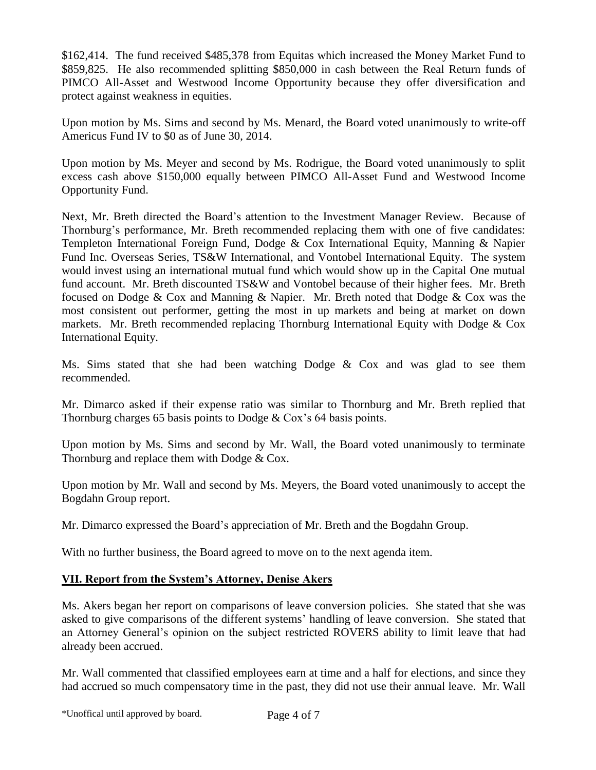$162,414. The fund received $485,378 from Equitas which increased the Money Market Fund to $859,825. He also recommended splitting $850,000 in cash between the Real Return funds of PIMCO All-Asset and Westwood Income Opportunity because they offer diversification and protect against weakness in equities.

Upon motion by Ms. Sims and second by Ms. Menard, the Board voted unanimously to write-off Americus Fund IV to $0 as of June 30, 2014.

Upon motion by Ms. Meyer and second by Ms. Rodrigue, the Board voted unanimously to split excess cash above $150,000 equally between PIMCO All-Asset Fund and Westwood Income Opportunity Fund.

Next, Mr. Breth directed the Board's attention to the Investment Manager Review. Because of Thornburg's performance, Mr. Breth recommended replacing them with one of five candidates: Templeton International Foreign Fund, Dodge & Cox International Equity, Manning & Napier Fund Inc. Overseas Series, TS&W International, and Vontobel International Equity. The system would invest using an international mutual fund which would show up in the Capital One mutual fund account. Mr. Breth discounted TS&W and Vontobel because of their higher fees. Mr. Breth focused on Dodge & Cox and Manning & Napier. Mr. Breth noted that Dodge & Cox was the most consistent out performer, getting the most in up markets and being at market on down markets. Mr. Breth recommended replacing Thornburg International Equity with Dodge & Cox International Equity.

Ms. Sims stated that she had been watching Dodge & Cox and was glad to see them recommended.

Mr. Dimarco asked if their expense ratio was similar to Thornburg and Mr. Breth replied that Thornburg charges 65 basis points to Dodge & Cox's 64 basis points.

Upon motion by Ms. Sims and second by Mr. Wall, the Board voted unanimously to terminate Thornburg and replace them with Dodge & Cox.

Upon motion by Mr. Wall and second by Ms. Meyers, the Board voted unanimously to accept the Bogdahn Group report.

Mr. Dimarco expressed the Board's appreciation of Mr. Breth and the Bogdahn Group.

With no further business, the Board agreed to move on to the next agenda item.

## VII. Report from the System's Attorney, Denise Akers

Ms. Akers began her report on comparisons of leave conversion policies. She stated that she was asked to give comparisons of the different systems' handling of leave conversion. She stated that an Attorney General's opinion on the subject restricted ROVERS ability to limit leave that had already been accrued.

Mr. Wall commented that classified employees earn at time and a half for elections, and since they had accrued so much compensatory time in the past, they did not use their annual leave. Mr. Wall

*Unoffical until approved by board.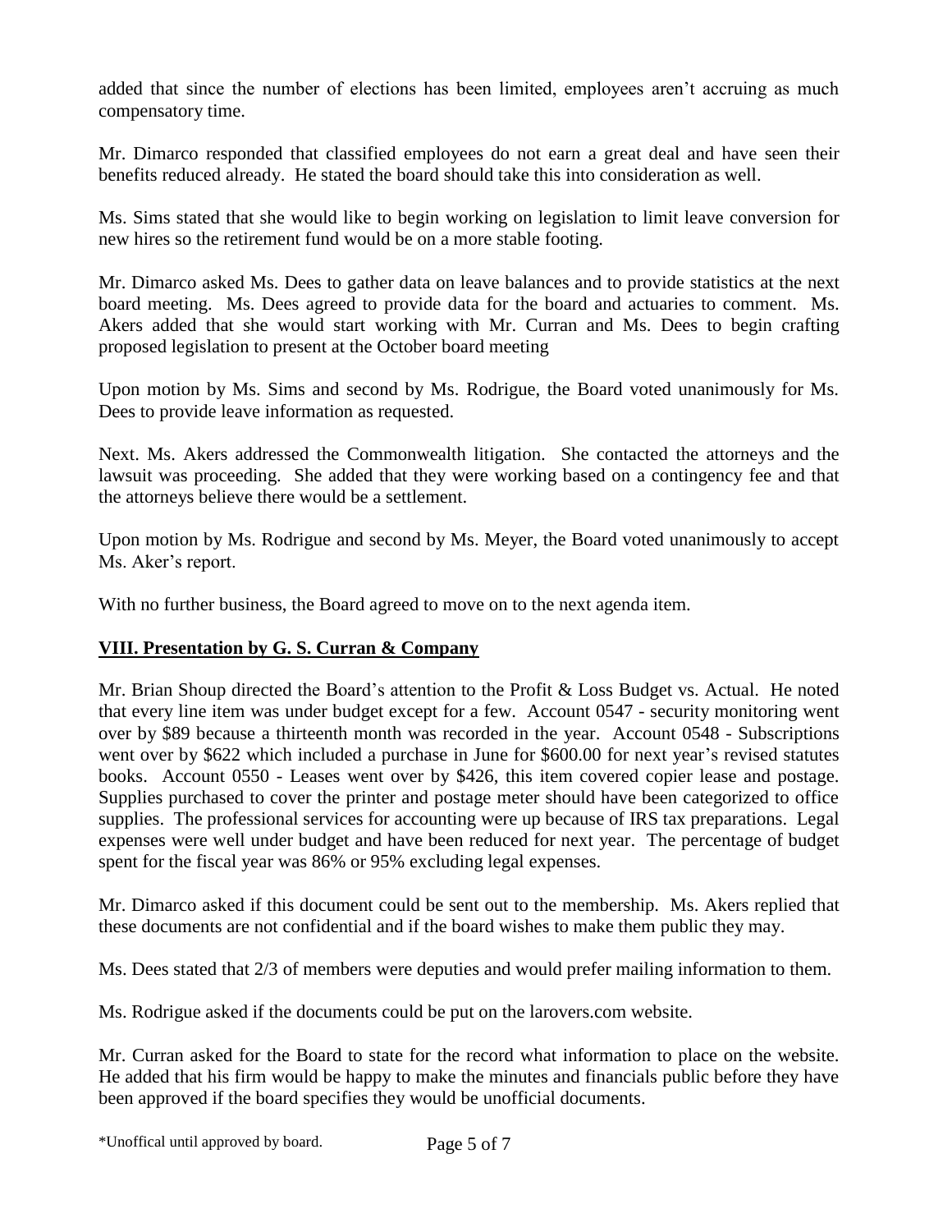added that since the number of elections has been limited, employees aren't accruing as much compensatory time.

Mr. Dimarco responded that classified employees do not earn a great deal and have seen their benefits reduced already. He stated the board should take this into consideration as well.

Ms. Sims stated that she would like to begin working on legislation to limit leave conversion for new hires so the retirement fund would be on a more stable footing.

Mr. Dimarco asked Ms. Dees to gather data on leave balances and to provide statistics at the next board meeting. Ms. Dees agreed to provide data for the board and actuaries to comment. Ms. Akers added that she would start working with Mr. Curran and Ms. Dees to begin crafting proposed legislation to present at the October board meeting

Upon motion by Ms. Sims and second by Ms. Rodrigue, the Board voted unanimously for Ms. Dees to provide leave information as requested.

Next. Ms. Akers addressed the Commonwealth litigation. She contacted the attorneys and the lawsuit was proceeding. She added that they were working based on a contingency fee and that the attorneys believe there would be a settlement.

Upon motion by Ms. Rodrigue and second by Ms. Meyer, the Board voted unanimously to accept Ms. Aker's report.

With no further business, the Board agreed to move on to the next agenda item.

## VIII. Presentation by G. S. Curran & Company

Mr. Brian Shoup directed the Board's attention to the Profit & Loss Budget vs. Actual. He noted that every line item was under budget except for a few. Account 0547 - security monitoring went over by $89 because a thirteenth month was recorded in the year. Account 0548 - Subscriptions went over by $622 which included a purchase in June for $600.00 for next year's revised statutes books. Account 0550 - Leases went over by $426, this item covered copier lease and postage. Supplies purchased to cover the printer and postage meter should have been categorized to office supplies. The professional services for accounting were up because of IRS tax preparations. Legal expenses were well under budget and have been reduced for next year. The percentage of budget spent for the fiscal year was 86% or 95% excluding legal expenses.

Mr. Dimarco asked if this document could be sent out to the membership. Ms. Akers replied that these documents are not confidential and if the board wishes to make them public they may.

Ms. Dees stated that 2/3 of members were deputies and would prefer mailing information to them.

Ms. Rodrigue asked if the documents could be put on the larovers.com website.

Mr. Curran asked for the Board to state for the record what information to place on the website. He added that his firm would be happy to make the minutes and financials public before they have been approved if the board specifies they would be unofficial documents.

*Unoffical until approved by board.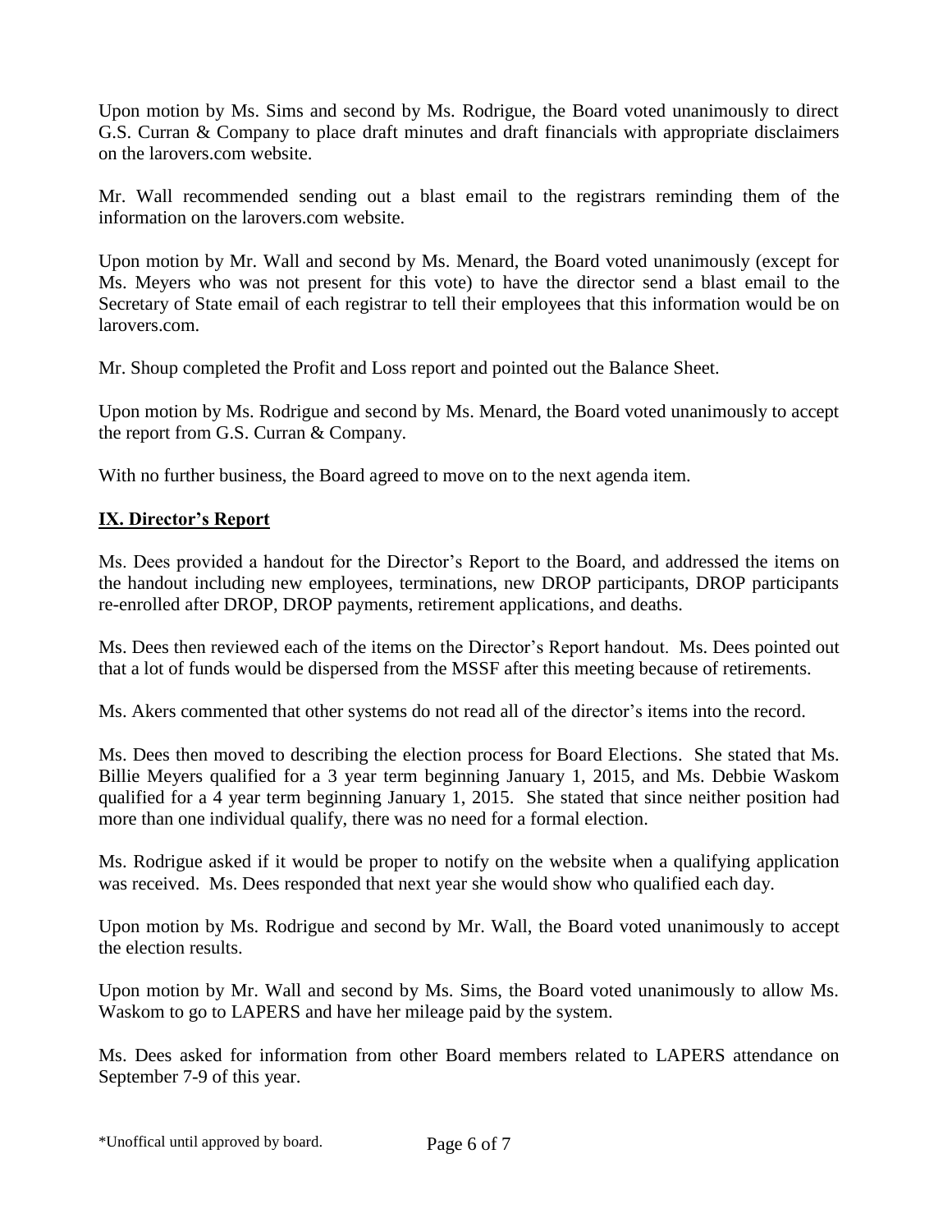Upon motion by Ms. Sims and second by Ms. Rodrigue, the Board voted unanimously to direct G.S. Curran & Company to place draft minutes and draft financials with appropriate disclaimers on the larovers.com website.

Mr. Wall recommended sending out a blast email to the registrars reminding them of the information on the larovers.com website.

Upon motion by Mr. Wall and second by Ms. Menard, the Board voted unanimously (except for Ms. Meyers who was not present for this vote) to have the director send a blast email to the Secretary of State email of each registrar to tell their employees that this information would be on larovers.com.

Mr. Shoup completed the Profit and Loss report and pointed out the Balance Sheet.

Upon motion by Ms. Rodrigue and second by Ms. Menard, the Board voted unanimously to accept the report from G.S. Curran & Company.

With no further business, the Board agreed to move on to the next agenda item.

## IX. Director's Report

Ms. Dees provided a handout for the Director's Report to the Board, and addressed the items on the handout including new employees, terminations, new DROP participants, DROP participants re-enrolled after DROP, DROP payments, retirement applications, and deaths.

Ms. Dees then reviewed each of the items on the Director's Report handout. Ms. Dees pointed out that a lot of funds would be dispersed from the MSSF after this meeting because of retirements.

Ms. Akers commented that other systems do not read all of the director's items into the record.

Ms. Dees then moved to describing the election process for Board Elections. She stated that Ms. Billie Meyers qualified for a 3 year term beginning January 1, 2015, and Ms. Debbie Waskom qualified for a 4 year term beginning January 1, 2015. She stated that since neither position had more than one individual qualify, there was no need for a formal election.

Ms. Rodrigue asked if it would be proper to notify on the website when a qualifying application was received. Ms. Dees responded that next year she would show who qualified each day.

Upon motion by Ms. Rodrigue and second by Mr. Wall, the Board voted unanimously to accept the election results.

Upon motion by Mr. Wall and second by Ms. Sims, the Board voted unanimously to allow Ms. Waskom to go to LAPERS and have her mileage paid by the system.

Ms. Dees asked for information from other Board members related to LAPERS attendance on September 7-9 of this year.

*Unoffical until approved by board.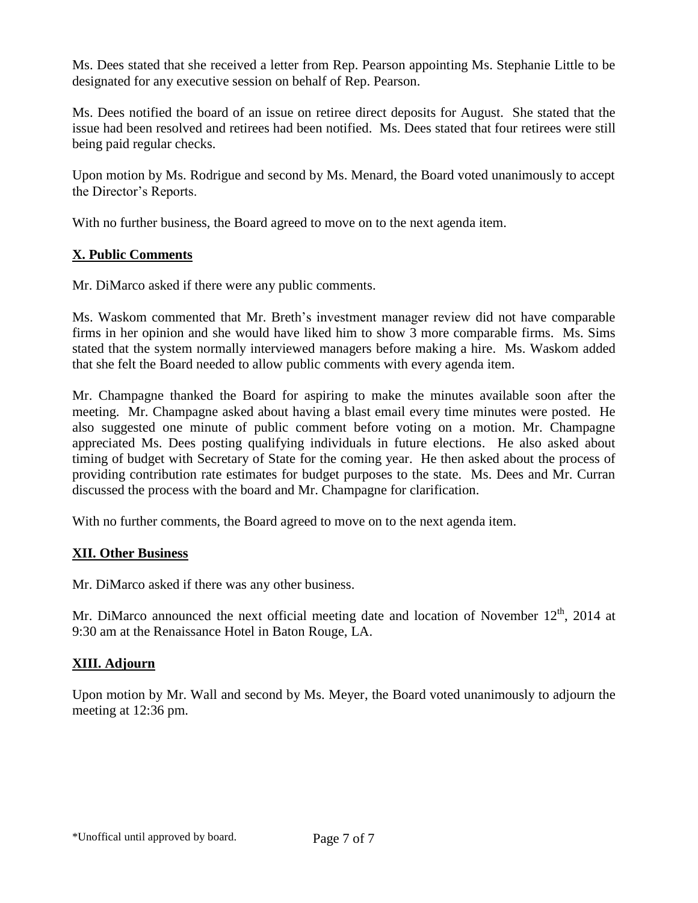Ms. Dees stated that she received a letter from Rep. Pearson appointing Ms. Stephanie Little to be designated for any executive session on behalf of Rep. Pearson.

Ms. Dees notified the board of an issue on retiree direct deposits for August. She stated that the issue had been resolved and retirees had been notified. Ms. Dees stated that four retirees were still being paid regular checks.

Upon motion by Ms. Rodrigue and second by Ms. Menard, the Board voted unanimously to accept the Director's Reports.

With no further business, the Board agreed to move on to the next agenda item.

## X. Public Comments

Mr. DiMarco asked if there were any public comments.

Ms. Waskom commented that Mr. Breth's investment manager review did not have comparable firms in her opinion and she would have liked him to show 3 more comparable firms. Ms. Sims stated that the system normally interviewed managers before making a hire. Ms. Waskom added that she felt the Board needed to allow public comments with every agenda item.

Mr. Champagne thanked the Board for aspiring to make the minutes available soon after the meeting. Mr. Champagne asked about having a blast email every time minutes were posted. He also suggested one minute of public comment before voting on a motion. Mr. Champagne appreciated Ms. Dees posting qualifying individuals in future elections. He also asked about timing of budget with Secretary of State for the coming year. He then asked about the process of providing contribution rate estimates for budget purposes to the state. Ms. Dees and Mr. Curran discussed the process with the board and Mr. Champagne for clarification.

With no further comments, the Board agreed to move on to the next agenda item.

## XII. Other Business

Mr. DiMarco asked if there was any other business.

Mr. DiMarco announced the next official meeting date and location of November 12th, 2014 at 9:30 am at the Renaissance Hotel in Baton Rouge, LA.

## XIII. Adjourn

Upon motion by Mr. Wall and second by Ms. Meyer, the Board voted unanimously to adjourn the meeting at 12:36 pm.

\*Unoffical until approved by board.